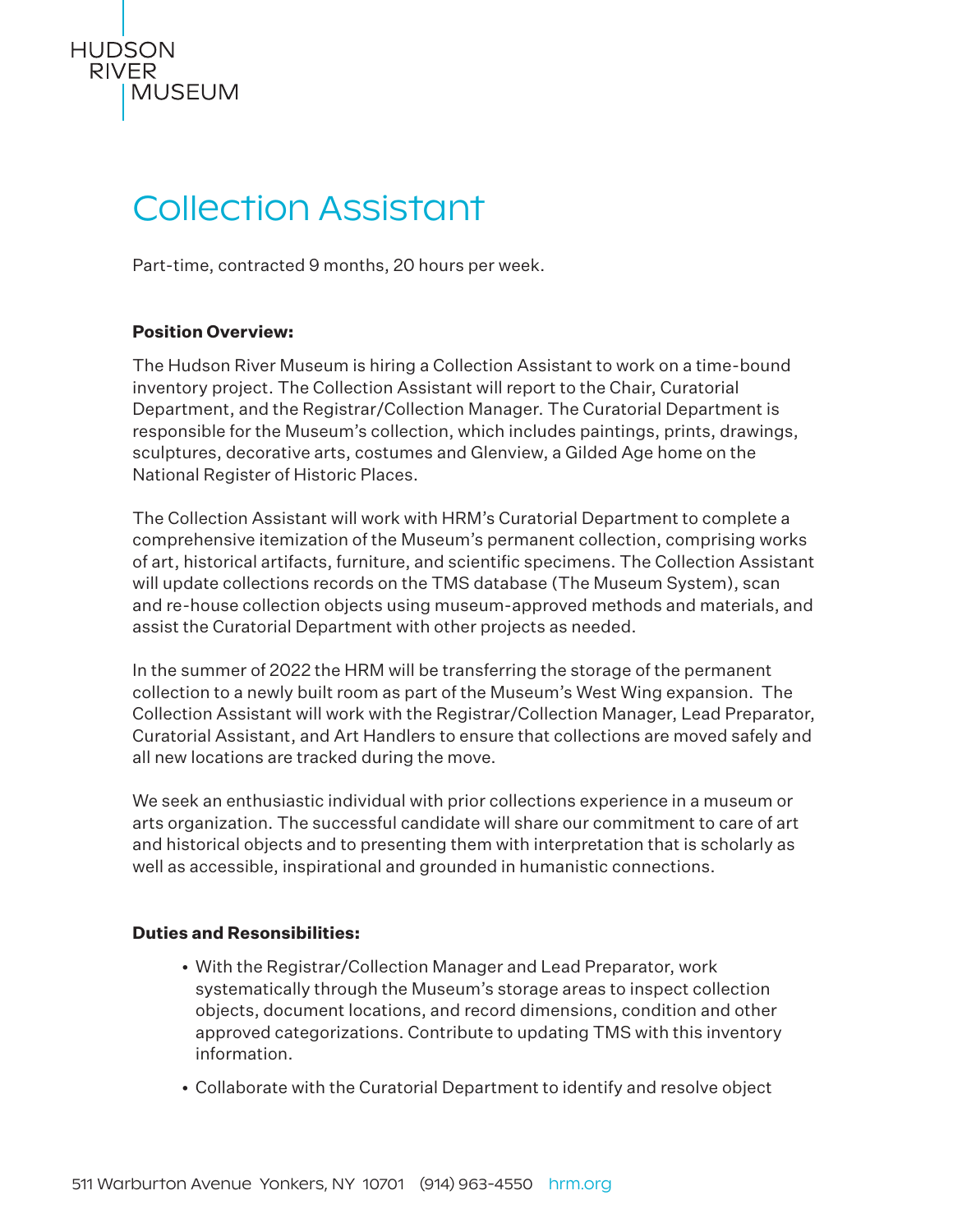HUDSON
RIVER
MUSEUM

# Collection Assistant

Part-time, contracted 9 months, 20 hours per week.

**Position Overview:**

The Hudson River Museum is hiring a Collection Assistant to work on a time-bound inventory project. The Collection Assistant will report to the Chair, Curatorial Department, and the Registrar/Collection Manager. The Curatorial Department is responsible for the Museum's collection, which includes paintings, prints, drawings, sculptures, decorative arts, costumes and Glenview, a Gilded Age home on the National Register of Historic Places.

The Collection Assistant will work with HRM's Curatorial Department to complete a comprehensive itemization of the Museum's permanent collection, comprising works of art, historical artifacts, furniture, and scientific specimens. The Collection Assistant will update collections records on the TMS database (The Museum System), scan and re-house collection objects using museum-approved methods and materials, and assist the Curatorial Department with other projects as needed.

In the summer of 2022 the HRM will be transferring the storage of the permanent collection to a newly built room as part of the Museum's West Wing expansion. The Collection Assistant will work with the Registrar/Collection Manager, Lead Preparator, Curatorial Assistant, and Art Handlers to ensure that collections are moved safely and all new locations are tracked during the move.

We seek an enthusiastic individual with prior collections experience in a museum or arts organization. The successful candidate will share our commitment to care of art and historical objects and to presenting them with interpretation that is scholarly as well as accessible, inspirational and grounded in humanistic connections.

**Duties and Resonsibilities:**

- With the Registrar/Collection Manager and Lead Preparator, work systematically through the Museum's storage areas to inspect collection objects, document locations, and record dimensions, condition and other approved categorizations. Contribute to updating TMS with this inventory information.
- Collaborate with the Curatorial Department to identify and resolve object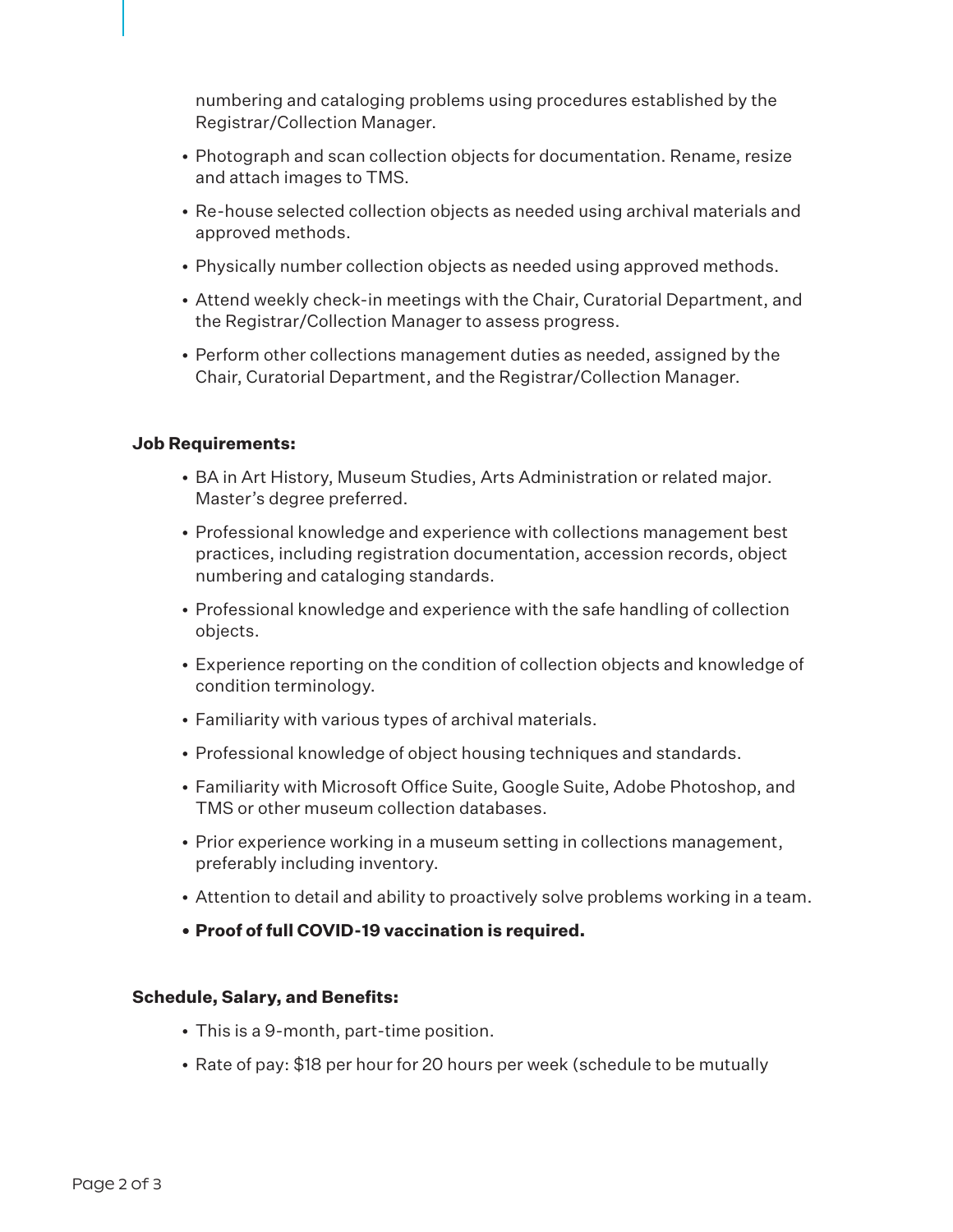numbering and cataloging problems using procedures established by the Registrar/Collection Manager.

- Photograph and scan collection objects for documentation. Rename, resize and attach images to TMS.
- Re-house selected collection objects as needed using archival materials and approved methods.
- Physically number collection objects as needed using approved methods.
- Attend weekly check-in meetings with the Chair, Curatorial Department, and the Registrar/Collection Manager to assess progress.
- Perform other collections management duties as needed, assigned by the Chair, Curatorial Department, and the Registrar/Collection Manager.

**Job Requirements:**

- BA in Art History, Museum Studies, Arts Administration or related major. Master's degree preferred.
- Professional knowledge and experience with collections management best practices, including registration documentation, accession records, object numbering and cataloging standards.
- Professional knowledge and experience with the safe handling of collection objects.
- Experience reporting on the condition of collection objects and knowledge of condition terminology.
- Familiarity with various types of archival materials.
- Professional knowledge of object housing techniques and standards.
- Familiarity with Microsoft Office Suite, Google Suite, Adobe Photoshop, and TMS or other museum collection databases.
- Prior experience working in a museum setting in collections management, preferably including inventory.
- Attention to detail and ability to proactively solve problems working in a team.
- **Proof of full COVID-19 vaccination is required.**

**Schedule, Salary, and Benefits:**

- This is a 9-month, part-time position.
- Rate of pay: $18 per hour for 20 hours per week (schedule to be mutually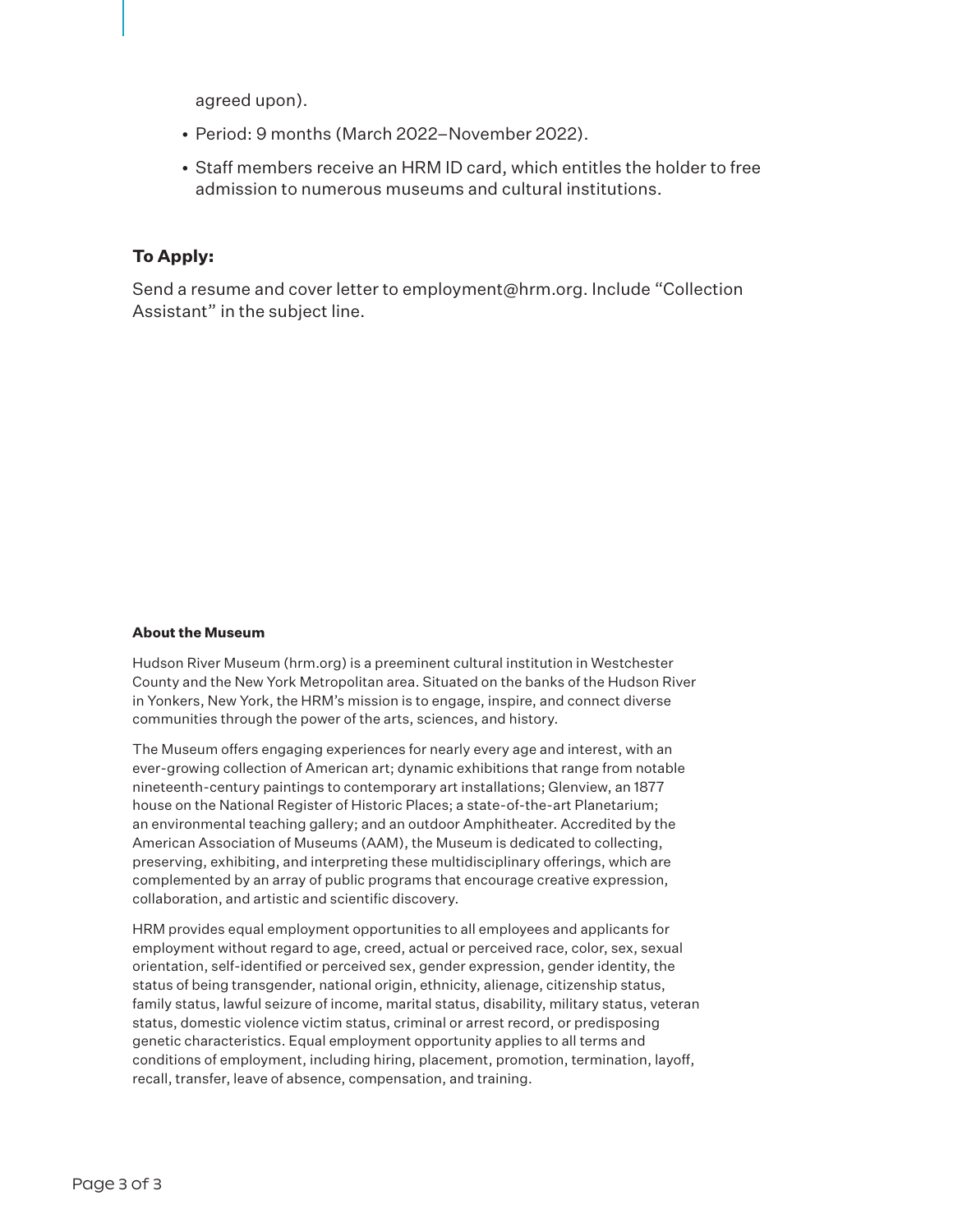agreed upon).

- Period: 9 months (March 2022–November 2022).
- Staff members receive an HRM ID card, which entitles the holder to free admission to numerous museums and cultural institutions.

**To Apply:**

Send a resume and cover letter to employment@hrm.org. Include "Collection Assistant" in the subject line.

**About the Museum**

Hudson River Museum (hrm.org) is a preeminent cultural institution in Westchester County and the New York Metropolitan area. Situated on the banks of the Hudson River in Yonkers, New York, the HRM's mission is to engage, inspire, and connect diverse communities through the power of the arts, sciences, and history.

The Museum offers engaging experiences for nearly every age and interest, with an ever-growing collection of American art; dynamic exhibitions that range from notable nineteenth-century paintings to contemporary art installations; Glenview, an 1877 house on the National Register of Historic Places; a state-of-the-art Planetarium; an environmental teaching gallery; and an outdoor Amphitheater. Accredited by the American Association of Museums (AAM), the Museum is dedicated to collecting, preserving, exhibiting, and interpreting these multidisciplinary offerings, which are complemented by an array of public programs that encourage creative expression, collaboration, and artistic and scientific discovery.

HRM provides equal employment opportunities to all employees and applicants for employment without regard to age, creed, actual or perceived race, color, sex, sexual orientation, self-identified or perceived sex, gender expression, gender identity, the status of being transgender, national origin, ethnicity, alienage, citizenship status, family status, lawful seizure of income, marital status, disability, military status, veteran status, domestic violence victim status, criminal or arrest record, or predisposing genetic characteristics. Equal employment opportunity applies to all terms and conditions of employment, including hiring, placement, promotion, termination, layoff, recall, transfer, leave of absence, compensation, and training.